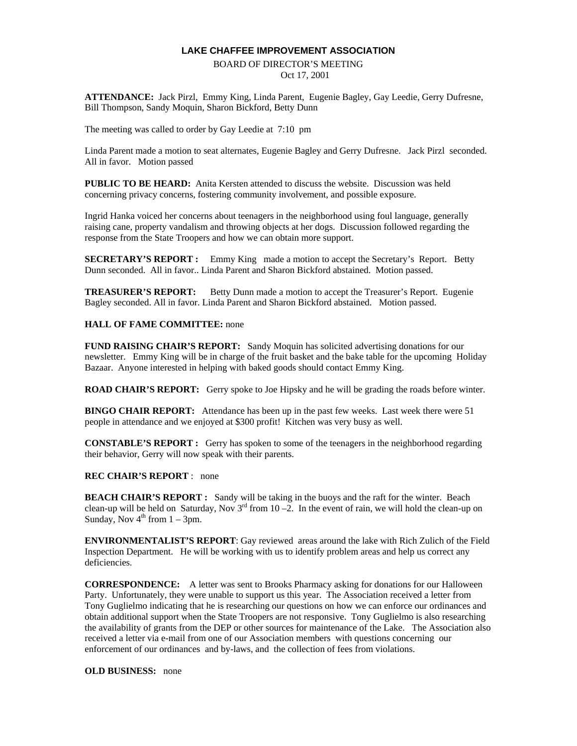# LAKE CHAFFEE IMPROVEMENT ASSOCIATION

BOARD OF DIRECTOR'S MEETING
Oct 17, 2001

**ATTENDANCE:** Jack Pirzl, Emmy King, Linda Parent, Eugenie Bagley, Gay Leedie, Gerry Dufresne, Bill Thompson, Sandy Moquin, Sharon Bickford, Betty Dunn

The meeting was called to order by Gay Leedie at 7:10 pm

Linda Parent made a motion to seat alternates, Eugenie Bagley and Gerry Dufresne. Jack Pirzl seconded. All in favor. Motion passed

**PUBLIC TO BE HEARD:** Anita Kersten attended to discuss the website. Discussion was held concerning privacy concerns, fostering community involvement, and possible exposure.

Ingrid Hanka voiced her concerns about teenagers in the neighborhood using foul language, generally raising cane, property vandalism and throwing objects at her dogs. Discussion followed regarding the response from the State Troopers and how we can obtain more support.

**SECRETARY'S REPORT :** Emmy King made a motion to accept the Secretary's Report. Betty Dunn seconded. All in favor.. Linda Parent and Sharon Bickford abstained. Motion passed.

**TREASURER'S REPORT:** Betty Dunn made a motion to accept the Treasurer's Report. Eugenie Bagley seconded. All in favor. Linda Parent and Sharon Bickford abstained. Motion passed.

**HALL OF FAME COMMITTEE:** none

**FUND RAISING CHAIR'S REPORT:** Sandy Moquin has solicited advertising donations for our newsletter. Emmy King will be in charge of the fruit basket and the bake table for the upcoming Holiday Bazaar. Anyone interested in helping with baked goods should contact Emmy King.

**ROAD CHAIR'S REPORT:** Gerry spoke to Joe Hipsky and he will be grading the roads before winter.

**BINGO CHAIR REPORT:** Attendance has been up in the past few weeks. Last week there were 51 people in attendance and we enjoyed at $300 profit! Kitchen was very busy as well.

**CONSTABLE'S REPORT :** Gerry has spoken to some of the teenagers in the neighborhood regarding their behavior, Gerry will now speak with their parents.

**REC CHAIR'S REPORT** : none

**BEACH CHAIR'S REPORT :** Sandy will be taking in the buoys and the raft for the winter. Beach clean-up will be held on Saturday, Nov 3rd from 10 –2. In the event of rain, we will hold the clean-up on Sunday, Nov 4th from 1 – 3pm.

**ENVIRONMENTALIST'S REPORT**: Gay reviewed areas around the lake with Rich Zulich of the Field Inspection Department. He will be working with us to identify problem areas and help us correct any deficiencies.

**CORRESPONDENCE:** A letter was sent to Brooks Pharmacy asking for donations for our Halloween Party. Unfortunately, they were unable to support us this year. The Association received a letter from Tony Guglielmo indicating that he is researching our questions on how we can enforce our ordinances and obtain additional support when the State Troopers are not responsive. Tony Guglielmo is also researching the availability of grants from the DEP or other sources for maintenance of the Lake. The Association also received a letter via e-mail from one of our Association members with questions concerning our enforcement of our ordinances and by-laws, and the collection of fees from violations.

**OLD BUSINESS:** none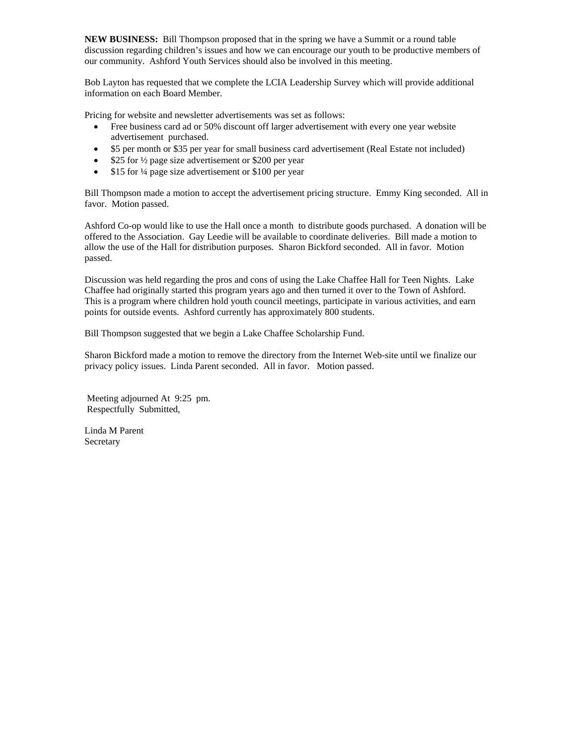**NEW BUSINESS:** Bill Thompson proposed that in the spring we have a Summit or a round table discussion regarding children's issues and how we can encourage our youth to be productive members of our community. Ashford Youth Services should also be involved in this meeting.

Bob Layton has requested that we complete the LCIA Leadership Survey which will provide additional information on each Board Member.

Pricing for website and newsletter advertisements was set as follows:

- Free business card ad or 50% discount off larger advertisement with every one year website advertisement purchased.
- $5 per month or $35 per year for small business card advertisement (Real Estate not included)
- $25 for ½ page size advertisement or $200 per year
- $15 for ¼ page size advertisement or $100 per year

Bill Thompson made a motion to accept the advertisement pricing structure. Emmy King seconded. All in favor. Motion passed.

Ashford Co-op would like to use the Hall once a month to distribute goods purchased. A donation will be offered to the Association. Gay Leedie will be available to coordinate deliveries. Bill made a motion to allow the use of the Hall for distribution purposes. Sharon Bickford seconded. All in favor. Motion passed.

Discussion was held regarding the pros and cons of using the Lake Chaffee Hall for Teen Nights. Lake Chaffee had originally started this program years ago and then turned it over to the Town of Ashford. This is a program where children hold youth council meetings, participate in various activities, and earn points for outside events. Ashford currently has approximately 800 students.

Bill Thompson suggested that we begin a Lake Chaffee Scholarship Fund.

Sharon Bickford made a motion to remove the directory from the Internet Web-site until we finalize our privacy policy issues. Linda Parent seconded. All in favor. Motion passed.

Meeting adjourned At 9:25 pm.
Respectfully Submitted,

Linda M Parent
Secretary